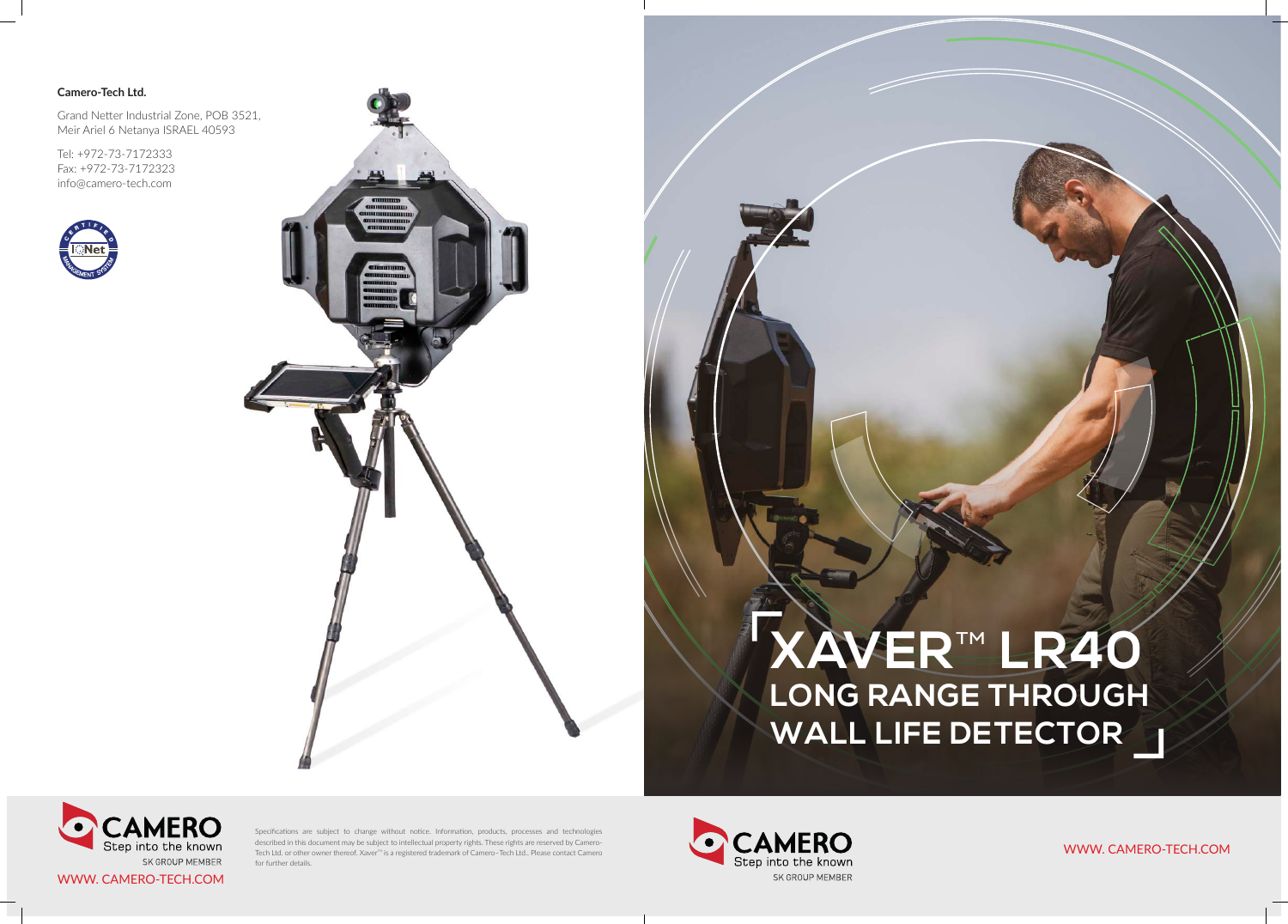**Camero-Tech Ltd.**

Grand Netter Industrial Zone, POB 3521,
Meir Ariel 6 Netanya ISRAEL 40593

Tel: +972-73-7172333
Fax: +972-73-7172323
info@camero-tech.com

# XAVER™ LR40

## LONG RANGE THROUGH WALL LIFE DETECTOR

CAMERO
Step into the known
SK GROUP MEMBER

WWW. CAMERO-TECH.COM

Specifications are subject to change without notice. Information, products, processes and technologies described in this document may be subject to intellectual property rights. These rights are reserved by Camero-Tech Ltd. or other owner thereof. Xaver™ is a registered trademark of Camero–Tech Ltd.. Please contact Camero for further details.

CAMERO
Step into the known
SK GROUP MEMBER

WWW. CAMERO-TECH.COM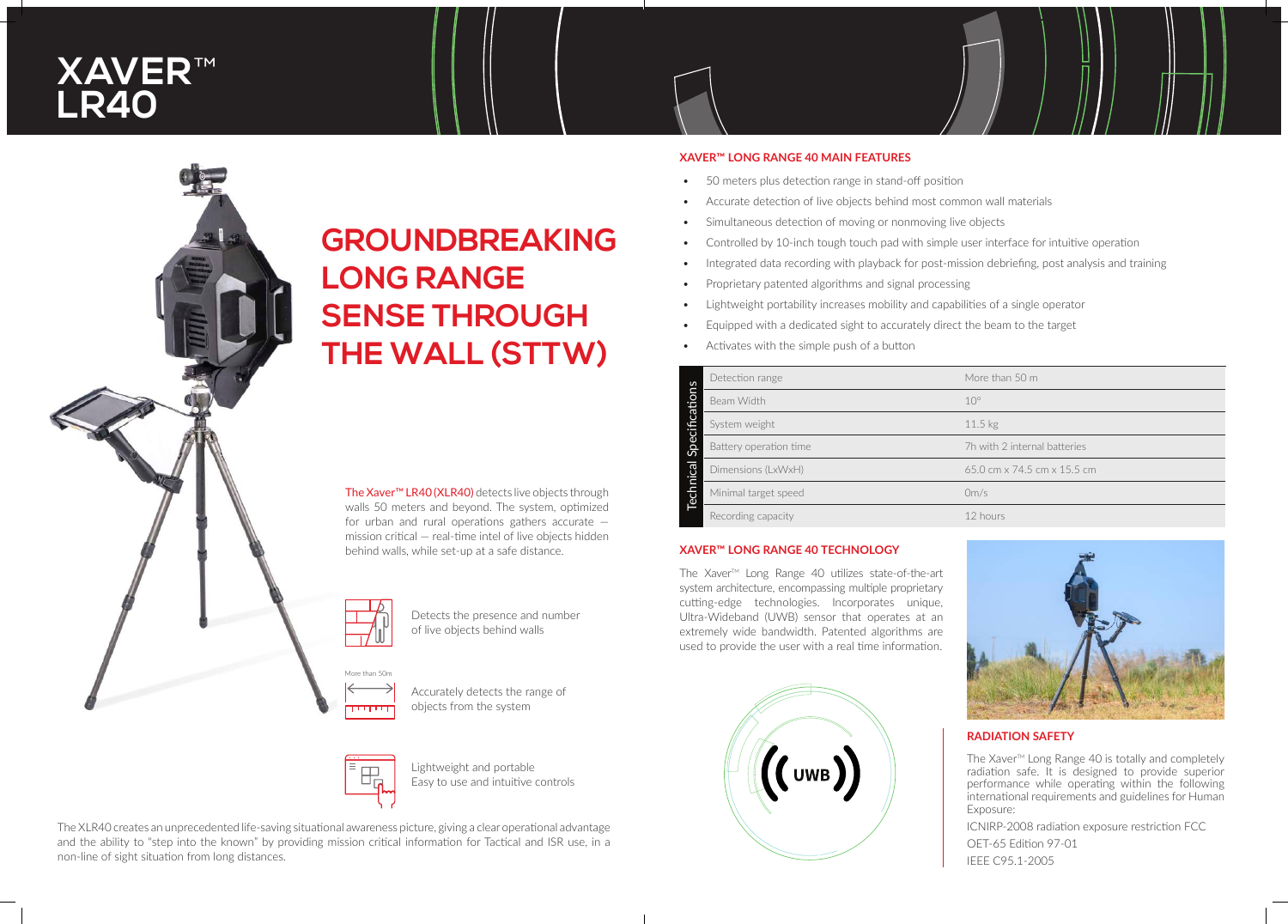# XAVER™ LR40

## GROUNDBREAKING LONG RANGE SENSE THROUGH THE WALL (STTW)

The Xaver™ LR40 (XLR40) detects live objects through walls 50 meters and beyond. The system, optimized for urban and rural operations gathers accurate — mission critical — real-time intel of live objects hidden behind walls, while set-up at a safe distance.

Detects the presence and number of live objects behind walls

More than 50m

Accurately detects the range of objects from the system

Lightweight and portable
Easy to use and intuitive controls

The XLR40 creates an unprecedented life-saving situational awareness picture, giving a clear operational advantage and the ability to "step into the known" by providing mission critical information for Tactical and ISR use, in a non-line of sight situation from long distances.

### XAVER™ LONG RANGE 40 MAIN FEATURES

- 50 meters plus detection range in stand-off position
- Accurate detection of live objects behind most common wall materials
- Simultaneous detection of moving or nonmoving live objects
- Controlled by 10-inch tough touch pad with simple user interface for intuitive operation
- Integrated data recording with playback for post-mission debriefing, post analysis and training
- Proprietary patented algorithms and signal processing
- Lightweight portability increases mobility and capabilities of a single operator
- Equipped with a dedicated sight to accurately direct the beam to the target
- Activates with the simple push of a button

**Technical Specifications**

| | |
|---|---|
| Detection range | More than 50 m |
| Beam Width | 10° |
| System weight | 11.5 kg |
| Battery operation time | 7h with 2 internal batteries |
| Dimensions (LxWxH) | 65.0 cm x 74.5 cm x 15.5 cm |
| Minimal target speed | 0m/s |
| Recording capacity | 12 hours |

### XAVER™ LONG RANGE 40 TECHNOLOGY

The Xaver™ Long Range 40 utilizes state-of-the-art system architecture, encompassing multiple proprietary cutting-edge technologies. Incorporates unique, Ultra-Wideband (UWB) sensor that operates at an extremely wide bandwidth. Patented algorithms are used to provide the user with a real time information.

UWB

### RADIATION SAFETY

The Xaver™ Long Range 40 is totally and completely radiation safe. It is designed to provide superior performance while operating within the following international requirements and guidelines for Human Exposure:

ICNIRP-2008 radiation exposure restriction FCC

OET-65 Edition 97-01

IEEE C95.1-2005